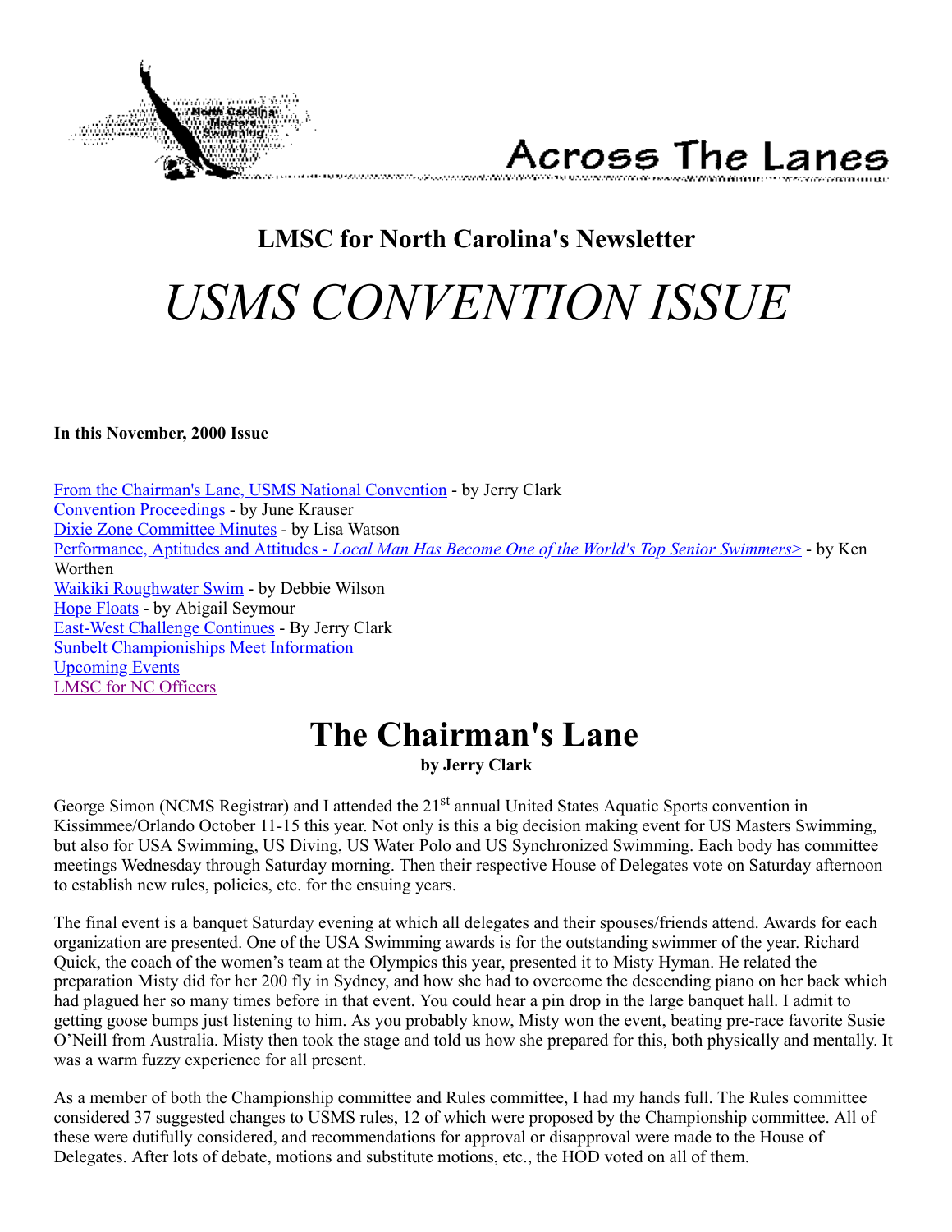# Across The Lanes

## LMSC for North Carolina's Newsletter

# *USMS CONVENTION ISSUE*

**In this November, 2000 Issue**

From the Chairman's Lane, USMS National Convention - by Jerry Clark
Convention Proceedings - by June Krauser
Dixie Zone Committee Minutes - by Lisa Watson
Performance, Aptitudes and Attitudes - *Local Man Has Become One of the World's Top Senior Swimmers>* - by Ken Worthen
Waikiki Roughwater Swim - by Debbie Wilson
Hope Floats - by Abigail Seymour
East-West Challenge Continues - By Jerry Clark
Sunbelt Championships Meet Information
Upcoming Events
LMSC for NC Officers

# The Chairman's Lane

**by Jerry Clark**

George Simon (NCMS Registrar) and I attended the 21st annual United States Aquatic Sports convention in Kissimmee/Orlando October 11-15 this year. Not only is this a big decision making event for US Masters Swimming, but also for USA Swimming, US Diving, US Water Polo and US Synchronized Swimming. Each body has committee meetings Wednesday through Saturday morning. Then their respective House of Delegates vote on Saturday afternoon to establish new rules, policies, etc. for the ensuing years.

The final event is a banquet Saturday evening at which all delegates and their spouses/friends attend. Awards for each organization are presented. One of the USA Swimming awards is for the outstanding swimmer of the year. Richard Quick, the coach of the women's team at the Olympics this year, presented it to Misty Hyman. He related the preparation Misty did for her 200 fly in Sydney, and how she had to overcome the descending piano on her back which had plagued her so many times before in that event. You could hear a pin drop in the large banquet hall. I admit to getting goose bumps just listening to him. As you probably know, Misty won the event, beating pre-race favorite Susie O'Neill from Australia. Misty then took the stage and told us how she prepared for this, both physically and mentally. It was a warm fuzzy experience for all present.

As a member of both the Championship committee and Rules committee, I had my hands full. The Rules committee considered 37 suggested changes to USMS rules, 12 of which were proposed by the Championship committee. All of these were dutifully considered, and recommendations for approval or disapproval were made to the House of Delegates. After lots of debate, motions and substitute motions, etc., the HOD voted on all of them.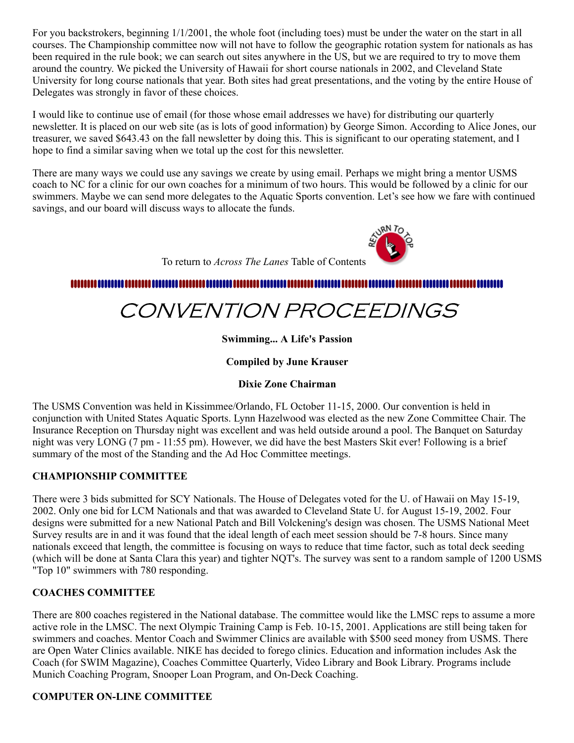For you backstrokers, beginning 1/1/2001, the whole foot (including toes) must be under the water on the start in all courses. The Championship committee now will not have to follow the geographic rotation system for nationals as has been required in the rule book; we can search out sites anywhere in the US, but we are required to try to move them around the country. We picked the University of Hawaii for short course nationals in 2002, and Cleveland State University for long course nationals that year. Both sites had great presentations, and the voting by the entire House of Delegates was strongly in favor of these choices.

I would like to continue use of email (for those whose email addresses we have) for distributing our quarterly newsletter. It is placed on our web site (as is lots of good information) by George Simon. According to Alice Jones, our treasurer, we saved $643.43 on the fall newsletter by doing this. This is significant to our operating statement, and I hope to find a similar saving when we total up the cost for this newsletter.

There are many ways we could use any savings we create by using email. Perhaps we might bring a mentor USMS coach to NC for a clinic for our own coaches for a minimum of two hours. This would be followed by a clinic for our swimmers. Maybe we can send more delegates to the Aquatic Sports convention. Let's see how we fare with continued savings, and our board will discuss ways to allocate the funds.

To return to *Across The Lanes* Table of Contents

# CONVENTION PROCEEDINGS

**Swimming... A Life's Passion**

**Compiled by June Krauser**

**Dixie Zone Chairman**

The USMS Convention was held in Kissimmee/Orlando, FL October 11-15, 2000. Our convention is held in conjunction with United States Aquatic Sports. Lynn Hazelwood was elected as the new Zone Committee Chair. The Insurance Reception on Thursday night was excellent and was held outside around a pool. The Banquet on Saturday night was very LONG (7 pm - 11:55 pm). However, we did have the best Masters Skit ever! Following is a brief summary of the most of the Standing and the Ad Hoc Committee meetings.

### CHAMPIONSHIP COMMITTEE

There were 3 bids submitted for SCY Nationals. The House of Delegates voted for the U. of Hawaii on May 15-19, 2002. Only one bid for LCM Nationals and that was awarded to Cleveland State U. for August 15-19, 2002. Four designs were submitted for a new National Patch and Bill Volckening's design was chosen. The USMS National Meet Survey results are in and it was found that the ideal length of each meet session should be 7-8 hours. Since many nationals exceed that length, the committee is focusing on ways to reduce that time factor, such as total deck seeding (which will be done at Santa Clara this year) and tighter NQT's. The survey was sent to a random sample of 1200 USMS "Top 10" swimmers with 780 responding.

### COACHES COMMITTEE

There are 800 coaches registered in the National database. The committee would like the LMSC reps to assume a more active role in the LMSC. The next Olympic Training Camp is Feb. 10-15, 2001. Applications are still being taken for swimmers and coaches. Mentor Coach and Swimmer Clinics are available with $500 seed money from USMS. There are Open Water Clinics available. NIKE has decided to forego clinics. Education and information includes Ask the Coach (for SWIM Magazine), Coaches Committee Quarterly, Video Library and Book Library. Programs include Munich Coaching Program, Snooper Loan Program, and On-Deck Coaching.

### COMPUTER ON-LINE COMMITTEE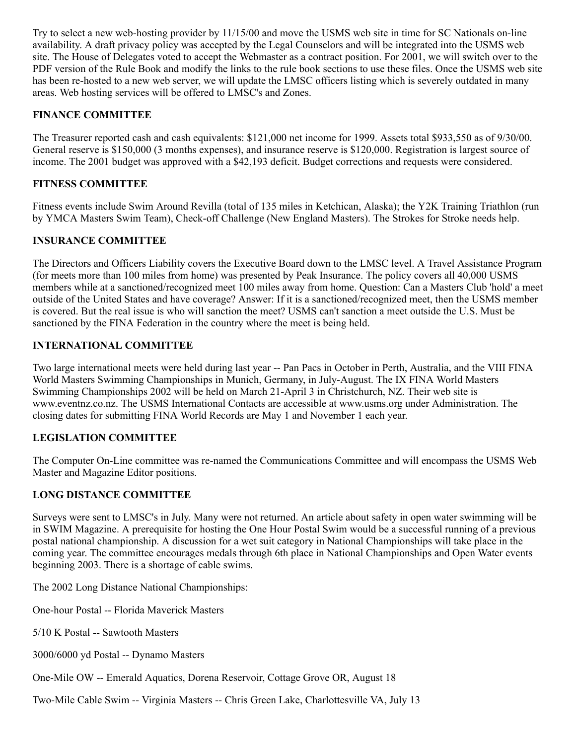Try to select a new web-hosting provider by 11/15/00 and move the USMS web site in time for SC Nationals on-line availability. A draft privacy policy was accepted by the Legal Counselors and will be integrated into the USMS web site. The House of Delegates voted to accept the Webmaster as a contract position. For 2001, we will switch over to the PDF version of the Rule Book and modify the links to the rule book sections to use these files. Once the USMS web site has been re-hosted to a new web server, we will update the LMSC officers listing which is severely outdated in many areas. Web hosting services will be offered to LMSC's and Zones.

**FINANCE COMMITTEE**

The Treasurer reported cash and cash equivalents: $121,000 net income for 1999. Assets total $933,550 as of 9/30/00. General reserve is $150,000 (3 months expenses), and insurance reserve is $120,000. Registration is largest source of income. The 2001 budget was approved with a $42,193 deficit. Budget corrections and requests were considered.

**FITNESS COMMITTEE**

Fitness events include Swim Around Revilla (total of 135 miles in Ketchican, Alaska); the Y2K Training Triathlon (run by YMCA Masters Swim Team), Check-off Challenge (New England Masters). The Strokes for Stroke needs help.

**INSURANCE COMMITTEE**

The Directors and Officers Liability covers the Executive Board down to the LMSC level. A Travel Assistance Program (for meets more than 100 miles from home) was presented by Peak Insurance. The policy covers all 40,000 USMS members while at a sanctioned/recognized meet 100 miles away from home. Question: Can a Masters Club 'hold' a meet outside of the United States and have coverage? Answer: If it is a sanctioned/recognized meet, then the USMS member is covered. But the real issue is who will sanction the meet? USMS can't sanction a meet outside the U.S. Must be sanctioned by the FINA Federation in the country where the meet is being held.

**INTERNATIONAL COMMITTEE**

Two large international meets were held during last year -- Pan Pacs in October in Perth, Australia, and the VIII FINA World Masters Swimming Championships in Munich, Germany, in July-August. The IX FINA World Masters Swimming Championships 2002 will be held on March 21-April 3 in Christchurch, NZ. Their web site is www.eventnz.co.nz. The USMS International Contacts are accessible at www.usms.org under Administration. The closing dates for submitting FINA World Records are May 1 and November 1 each year.

**LEGISLATION COMMITTEE**

The Computer On-Line committee was re-named the Communications Committee and will encompass the USMS Web Master and Magazine Editor positions.

**LONG DISTANCE COMMITTEE**

Surveys were sent to LMSC's in July. Many were not returned. An article about safety in open water swimming will be in SWIM Magazine. A prerequisite for hosting the One Hour Postal Swim would be a successful running of a previous postal national championship. A discussion for a wet suit category in National Championships will take place in the coming year. The committee encourages medals through 6th place in National Championships and Open Water events beginning 2003. There is a shortage of cable swims.

The 2002 Long Distance National Championships:

One-hour Postal -- Florida Maverick Masters

5/10 K Postal -- Sawtooth Masters

3000/6000 yd Postal -- Dynamo Masters

One-Mile OW -- Emerald Aquatics, Dorena Reservoir, Cottage Grove OR, August 18

Two-Mile Cable Swim -- Virginia Masters -- Chris Green Lake, Charlottesville VA, July 13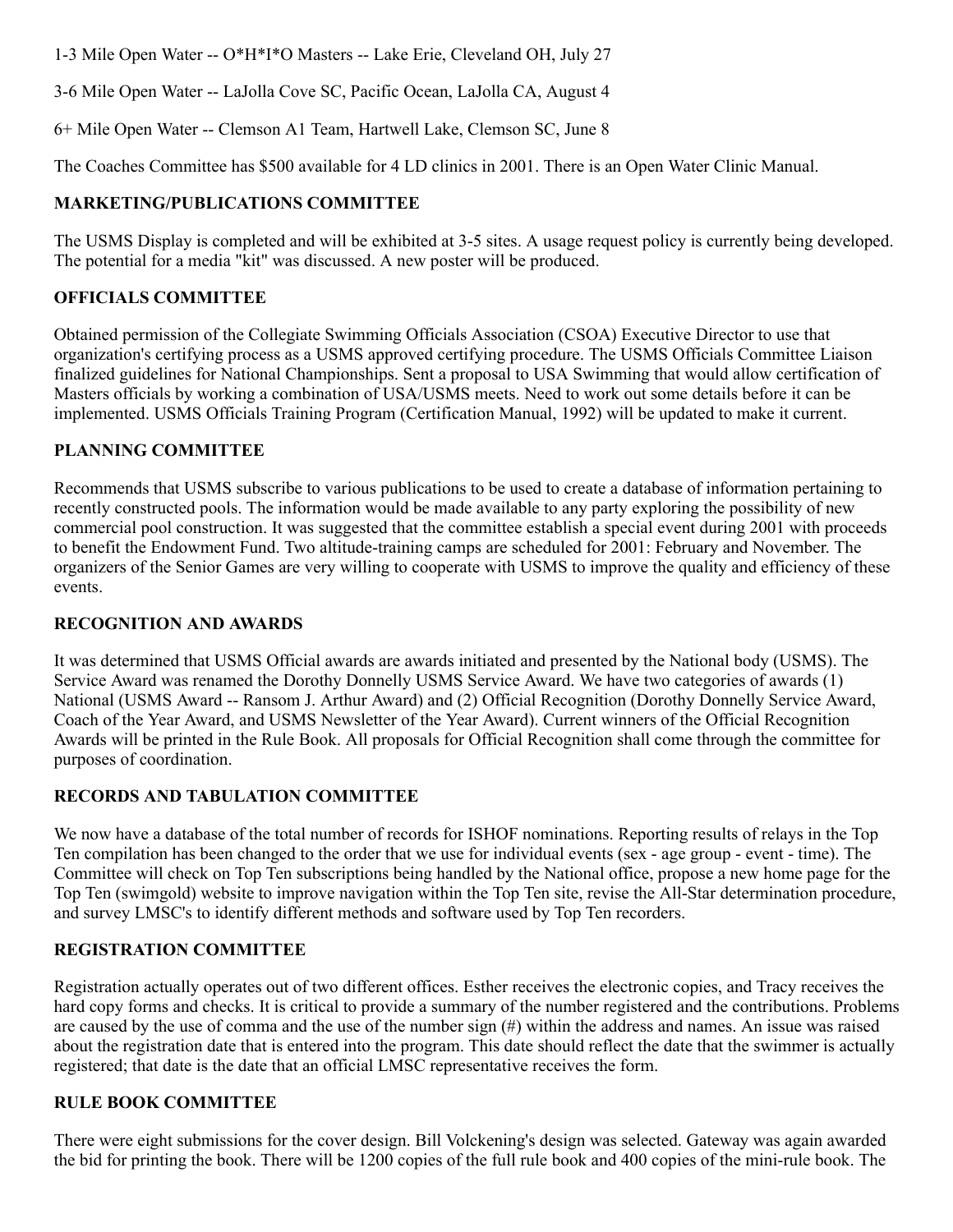1-3 Mile Open Water -- O*H*I*O Masters -- Lake Erie, Cleveland OH, July 27

3-6 Mile Open Water -- LaJolla Cove SC, Pacific Ocean, LaJolla CA, August 4

6+ Mile Open Water -- Clemson A1 Team, Hartwell Lake, Clemson SC, June 8

The Coaches Committee has $500 available for 4 LD clinics in 2001. There is an Open Water Clinic Manual.

### MARKETING/PUBLICATIONS COMMITTEE

The USMS Display is completed and will be exhibited at 3-5 sites. A usage request policy is currently being developed. The potential for a media "kit" was discussed. A new poster will be produced.

### OFFICIALS COMMITTEE

Obtained permission of the Collegiate Swimming Officials Association (CSOA) Executive Director to use that organization's certifying process as a USMS approved certifying procedure. The USMS Officials Committee Liaison finalized guidelines for National Championships. Sent a proposal to USA Swimming that would allow certification of Masters officials by working a combination of USA/USMS meets. Need to work out some details before it can be implemented. USMS Officials Training Program (Certification Manual, 1992) will be updated to make it current.

### PLANNING COMMITTEE

Recommends that USMS subscribe to various publications to be used to create a database of information pertaining to recently constructed pools. The information would be made available to any party exploring the possibility of new commercial pool construction. It was suggested that the committee establish a special event during 2001 with proceeds to benefit the Endowment Fund. Two altitude-training camps are scheduled for 2001: February and November. The organizers of the Senior Games are very willing to cooperate with USMS to improve the quality and efficiency of these events.

### RECOGNITION AND AWARDS

It was determined that USMS Official awards are awards initiated and presented by the National body (USMS). The Service Award was renamed the Dorothy Donnelly USMS Service Award. We have two categories of awards (1) National (USMS Award -- Ransom J. Arthur Award) and (2) Official Recognition (Dorothy Donnelly Service Award, Coach of the Year Award, and USMS Newsletter of the Year Award). Current winners of the Official Recognition Awards will be printed in the Rule Book. All proposals for Official Recognition shall come through the committee for purposes of coordination.

### RECORDS AND TABULATION COMMITTEE

We now have a database of the total number of records for ISHOF nominations. Reporting results of relays in the Top Ten compilation has been changed to the order that we use for individual events (sex - age group - event - time). The Committee will check on Top Ten subscriptions being handled by the National office, propose a new home page for the Top Ten (swimgold) website to improve navigation within the Top Ten site, revise the All-Star determination procedure, and survey LMSC's to identify different methods and software used by Top Ten recorders.

### REGISTRATION COMMITTEE

Registration actually operates out of two different offices. Esther receives the electronic copies, and Tracy receives the hard copy forms and checks. It is critical to provide a summary of the number registered and the contributions. Problems are caused by the use of comma and the use of the number sign (#) within the address and names. An issue was raised about the registration date that is entered into the program. This date should reflect the date that the swimmer is actually registered; that date is the date that an official LMSC representative receives the form.

### RULE BOOK COMMITTEE

There were eight submissions for the cover design. Bill Volckening's design was selected. Gateway was again awarded the bid for printing the book. There will be 1200 copies of the full rule book and 400 copies of the mini-rule book. The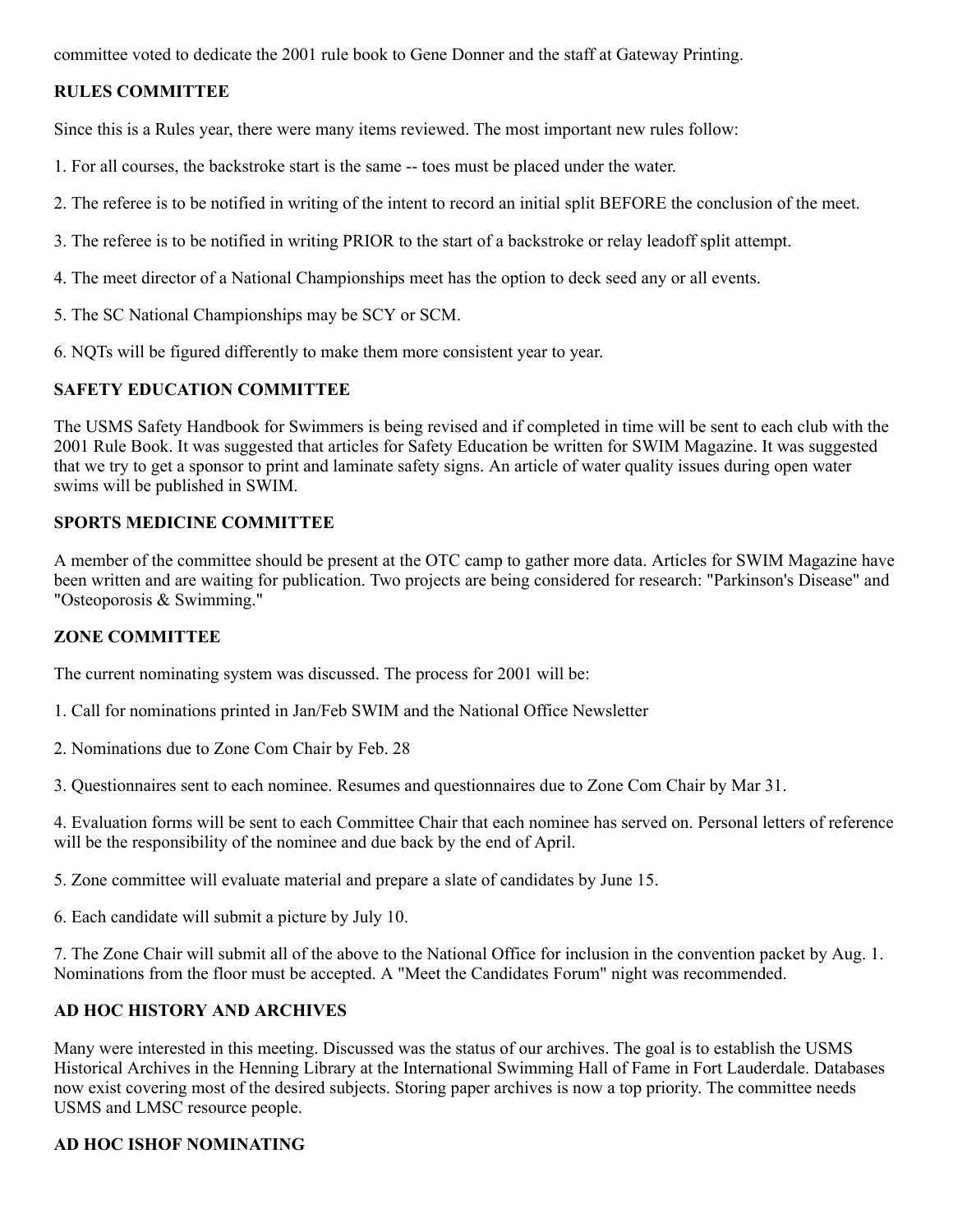committee voted to dedicate the 2001 rule book to Gene Donner and the staff at Gateway Printing.

**RULES COMMITTEE**

Since this is a Rules year, there were many items reviewed. The most important new rules follow:

1. For all courses, the backstroke start is the same -- toes must be placed under the water.

2. The referee is to be notified in writing of the intent to record an initial split BEFORE the conclusion of the meet.

3. The referee is to be notified in writing PRIOR to the start of a backstroke or relay leadoff split attempt.

4. The meet director of a National Championships meet has the option to deck seed any or all events.

5. The SC National Championships may be SCY or SCM.

6. NQTs will be figured differently to make them more consistent year to year.

**SAFETY EDUCATION COMMITTEE**

The USMS Safety Handbook for Swimmers is being revised and if completed in time will be sent to each club with the 2001 Rule Book. It was suggested that articles for Safety Education be written for SWIM Magazine. It was suggested that we try to get a sponsor to print and laminate safety signs. An article of water quality issues during open water swims will be published in SWIM.

**SPORTS MEDICINE COMMITTEE**

A member of the committee should be present at the OTC camp to gather more data. Articles for SWIM Magazine have been written and are waiting for publication. Two projects are being considered for research: "Parkinson's Disease" and "Osteoporosis & Swimming."

**ZONE COMMITTEE**

The current nominating system was discussed. The process for 2001 will be:

1. Call for nominations printed in Jan/Feb SWIM and the National Office Newsletter

2. Nominations due to Zone Com Chair by Feb. 28

3. Questionnaires sent to each nominee. Resumes and questionnaires due to Zone Com Chair by Mar 31.

4. Evaluation forms will be sent to each Committee Chair that each nominee has served on. Personal letters of reference will be the responsibility of the nominee and due back by the end of April.

5. Zone committee will evaluate material and prepare a slate of candidates by June 15.

6. Each candidate will submit a picture by July 10.

7. The Zone Chair will submit all of the above to the National Office for inclusion in the convention packet by Aug. 1. Nominations from the floor must be accepted. A "Meet the Candidates Forum" night was recommended.

**AD HOC HISTORY AND ARCHIVES**

Many were interested in this meeting. Discussed was the status of our archives. The goal is to establish the USMS Historical Archives in the Henning Library at the International Swimming Hall of Fame in Fort Lauderdale. Databases now exist covering most of the desired subjects. Storing paper archives is now a top priority. The committee needs USMS and LMSC resource people.

**AD HOC ISHOF NOMINATING**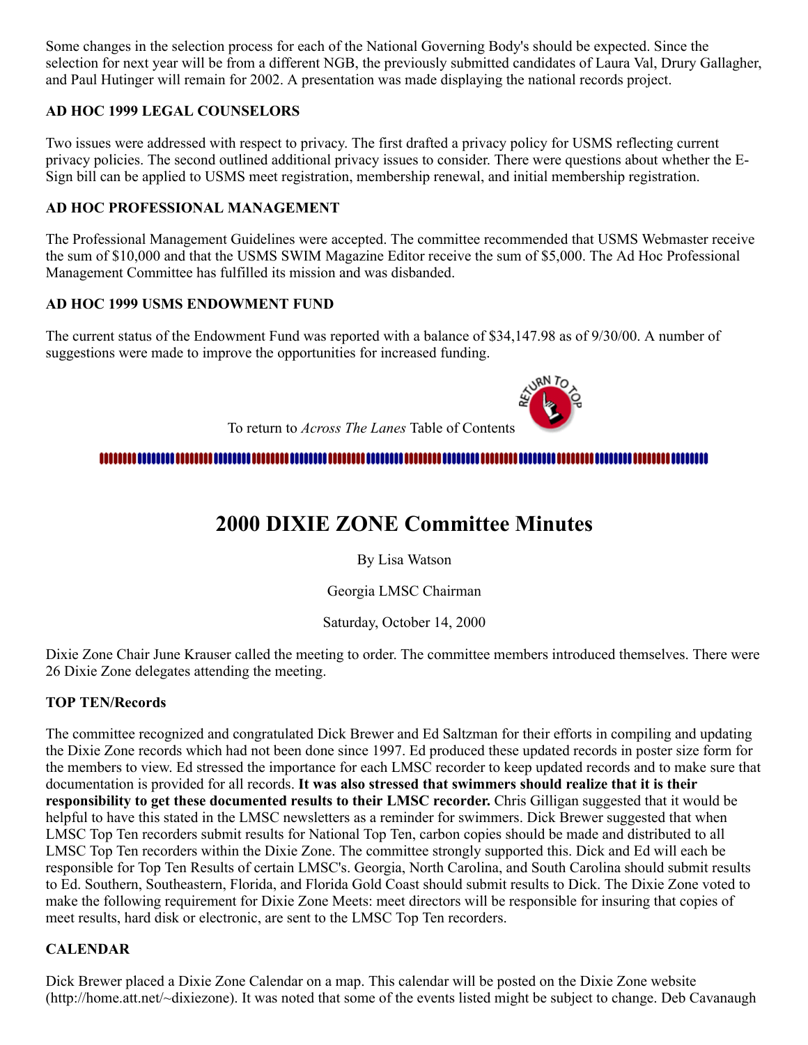Some changes in the selection process for each of the National Governing Body's should be expected. Since the selection for next year will be from a different NGB, the previously submitted candidates of Laura Val, Drury Gallagher, and Paul Hutinger will remain for 2002. A presentation was made displaying the national records project.

### AD HOC 1999 LEGAL COUNSELORS

Two issues were addressed with respect to privacy. The first drafted a privacy policy for USMS reflecting current privacy policies. The second outlined additional privacy issues to consider. There were questions about whether the E-Sign bill can be applied to USMS meet registration, membership renewal, and initial membership registration.

### AD HOC PROFESSIONAL MANAGEMENT

The Professional Management Guidelines were accepted. The committee recommended that USMS Webmaster receive the sum of $10,000 and that the USMS SWIM Magazine Editor receive the sum of $5,000. The Ad Hoc Professional Management Committee has fulfilled its mission and was disbanded.

### AD HOC 1999 USMS ENDOWMENT FUND

The current status of the Endowment Fund was reported with a balance of $34,147.98 as of 9/30/00. A number of suggestions were made to improve the opportunities for increased funding.

To return to *Across The Lanes* Table of Contents

# 2000 DIXIE ZONE Committee Minutes

By Lisa Watson

Georgia LMSC Chairman

Saturday, October 14, 2000

Dixie Zone Chair June Krauser called the meeting to order. The committee members introduced themselves. There were 26 Dixie Zone delegates attending the meeting.

### TOP TEN/Records

The committee recognized and congratulated Dick Brewer and Ed Saltzman for their efforts in compiling and updating the Dixie Zone records which had not been done since 1997. Ed produced these updated records in poster size form for the members to view. Ed stressed the importance for each LMSC recorder to keep updated records and to make sure that documentation is provided for all records. **It was also stressed that swimmers should realize that it is their responsibility to get these documented results to their LMSC recorder.** Chris Gilligan suggested that it would be helpful to have this stated in the LMSC newsletters as a reminder for swimmers. Dick Brewer suggested that when LMSC Top Ten recorders submit results for National Top Ten, carbon copies should be made and distributed to all LMSC Top Ten recorders within the Dixie Zone. The committee strongly supported this. Dick and Ed will each be responsible for Top Ten Results of certain LMSC's. Georgia, North Carolina, and South Carolina should submit results to Ed. Southern, Southeastern, Florida, and Florida Gold Coast should submit results to Dick. The Dixie Zone voted to make the following requirement for Dixie Zone Meets: meet directors will be responsible for insuring that copies of meet results, hard disk or electronic, are sent to the LMSC Top Ten recorders.

### CALENDAR

Dick Brewer placed a Dixie Zone Calendar on a map. This calendar will be posted on the Dixie Zone website (http://home.att.net/~dixiezone). It was noted that some of the events listed might be subject to change. Deb Cavanaugh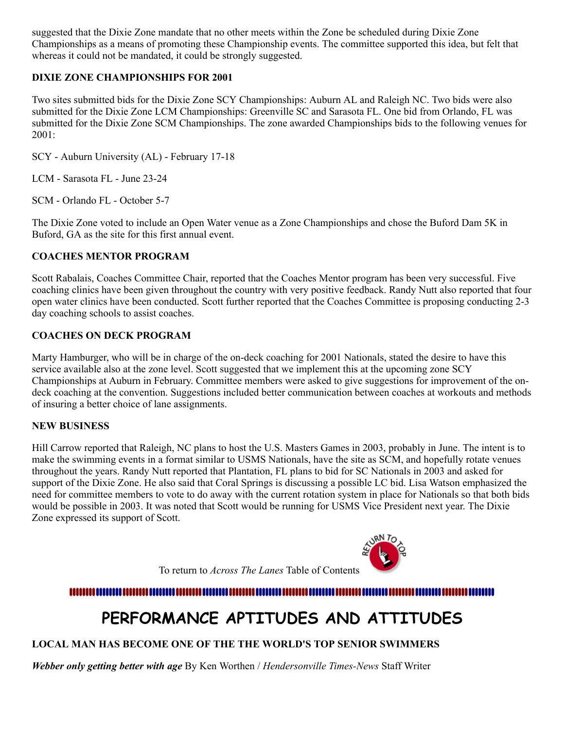suggested that the Dixie Zone mandate that no other meets within the Zone be scheduled during Dixie Zone Championships as a means of promoting these Championship events. The committee supported this idea, but felt that whereas it could not be mandated, it could be strongly suggested.

**DIXIE ZONE CHAMPIONSHIPS FOR 2001**

Two sites submitted bids for the Dixie Zone SCY Championships: Auburn AL and Raleigh NC. Two bids were also submitted for the Dixie Zone LCM Championships: Greenville SC and Sarasota FL. One bid from Orlando, FL was submitted for the Dixie Zone SCM Championships. The zone awarded Championships bids to the following venues for 2001:

SCY - Auburn University (AL) - February 17-18

LCM - Sarasota FL - June 23-24

SCM - Orlando FL - October 5-7

The Dixie Zone voted to include an Open Water venue as a Zone Championships and chose the Buford Dam 5K in Buford, GA as the site for this first annual event.

**COACHES MENTOR PROGRAM**

Scott Rabalais, Coaches Committee Chair, reported that the Coaches Mentor program has been very successful. Five coaching clinics have been given throughout the country with very positive feedback. Randy Nutt also reported that four open water clinics have been conducted. Scott further reported that the Coaches Committee is proposing conducting 2-3 day coaching schools to assist coaches.

**COACHES ON DECK PROGRAM**

Marty Hamburger, who will be in charge of the on-deck coaching for 2001 Nationals, stated the desire to have this service available also at the zone level. Scott suggested that we implement this at the upcoming zone SCY Championships at Auburn in February. Committee members were asked to give suggestions for improvement of the on-deck coaching at the convention. Suggestions included better communication between coaches at workouts and methods of insuring a better choice of lane assignments.

**NEW BUSINESS**

Hill Carrow reported that Raleigh, NC plans to host the U.S. Masters Games in 2003, probably in June. The intent is to make the swimming events in a format similar to USMS Nationals, have the site as SCM, and hopefully rotate venues throughout the years. Randy Nutt reported that Plantation, FL plans to bid for SC Nationals in 2003 and asked for support of the Dixie Zone. He also said that Coral Springs is discussing a possible LC bid. Lisa Watson emphasized the need for committee members to vote to do away with the current rotation system in place for Nationals so that both bids would be possible in 2003. It was noted that Scott would be running for USMS Vice President next year. The Dixie Zone expressed its support of Scott.

To return to *Across The Lanes* Table of Contents

# PERFORMANCE APTITUDES AND ATTITUDES

**LOCAL MAN HAS BECOME ONE OF THE THE WORLD'S TOP SENIOR SWIMMERS**

***Webber only getting better with age*** By Ken Worthen / *Hendersonville Times-News* Staff Writer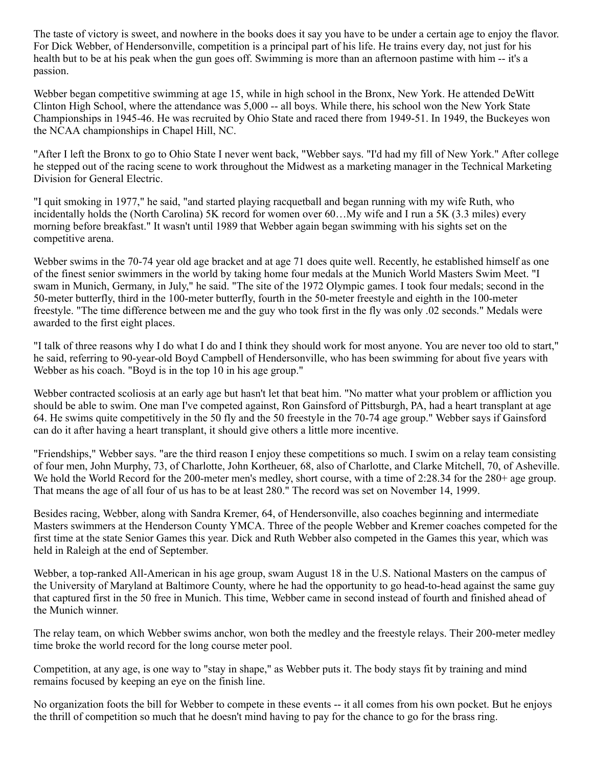The taste of victory is sweet, and nowhere in the books does it say you have to be under a certain age to enjoy the flavor. For Dick Webber, of Hendersonville, competition is a principal part of his life. He trains every day, not just for his health but to be at his peak when the gun goes off. Swimming is more than an afternoon pastime with him -- it's a passion.

Webber began competitive swimming at age 15, while in high school in the Bronx, New York. He attended DeWitt Clinton High School, where the attendance was 5,000 -- all boys. While there, his school won the New York State Championships in 1945-46. He was recruited by Ohio State and raced there from 1949-51. In 1949, the Buckeyes won the NCAA championships in Chapel Hill, NC.

"After I left the Bronx to go to Ohio State I never went back, "Webber says. "I'd had my fill of New York." After college he stepped out of the racing scene to work throughout the Midwest as a marketing manager in the Technical Marketing Division for General Electric.

"I quit smoking in 1977," he said, "and started playing racquetball and began running with my wife Ruth, who incidentally holds the (North Carolina) 5K record for women over 60…My wife and I run a 5K (3.3 miles) every morning before breakfast." It wasn't until 1989 that Webber again began swimming with his sights set on the competitive arena.

Webber swims in the 70-74 year old age bracket and at age 71 does quite well. Recently, he established himself as one of the finest senior swimmers in the world by taking home four medals at the Munich World Masters Swim Meet. "I swam in Munich, Germany, in July," he said. "The site of the 1972 Olympic games. I took four medals; second in the 50-meter butterfly, third in the 100-meter butterfly, fourth in the 50-meter freestyle and eighth in the 100-meter freestyle. "The time difference between me and the guy who took first in the fly was only .02 seconds." Medals were awarded to the first eight places.

"I talk of three reasons why I do what I do and I think they should work for most anyone. You are never too old to start," he said, referring to 90-year-old Boyd Campbell of Hendersonville, who has been swimming for about five years with Webber as his coach. "Boyd is in the top 10 in his age group."

Webber contracted scoliosis at an early age but hasn't let that beat him. "No matter what your problem or affliction you should be able to swim. One man I've competed against, Ron Gainsford of Pittsburgh, PA, had a heart transplant at age 64. He swims quite competitively in the 50 fly and the 50 freestyle in the 70-74 age group." Webber says if Gainsford can do it after having a heart transplant, it should give others a little more incentive.

"Friendships," Webber says. "are the third reason I enjoy these competitions so much. I swim on a relay team consisting of four men, John Murphy, 73, of Charlotte, John Kortheuer, 68, also of Charlotte, and Clarke Mitchell, 70, of Asheville. We hold the World Record for the 200-meter men's medley, short course, with a time of 2:28.34 for the 280+ age group. That means the age of all four of us has to be at least 280." The record was set on November 14, 1999.

Besides racing, Webber, along with Sandra Kremer, 64, of Hendersonville, also coaches beginning and intermediate Masters swimmers at the Henderson County YMCA. Three of the people Webber and Kremer coaches competed for the first time at the state Senior Games this year. Dick and Ruth Webber also competed in the Games this year, which was held in Raleigh at the end of September.

Webber, a top-ranked All-American in his age group, swam August 18 in the U.S. National Masters on the campus of the University of Maryland at Baltimore County, where he had the opportunity to go head-to-head against the same guy that captured first in the 50 free in Munich. This time, Webber came in second instead of fourth and finished ahead of the Munich winner.

The relay team, on which Webber swims anchor, won both the medley and the freestyle relays. Their 200-meter medley time broke the world record for the long course meter pool.

Competition, at any age, is one way to "stay in shape," as Webber puts it. The body stays fit by training and mind remains focused by keeping an eye on the finish line.

No organization foots the bill for Webber to compete in these events -- it all comes from his own pocket. But he enjoys the thrill of competition so much that he doesn't mind having to pay for the chance to go for the brass ring.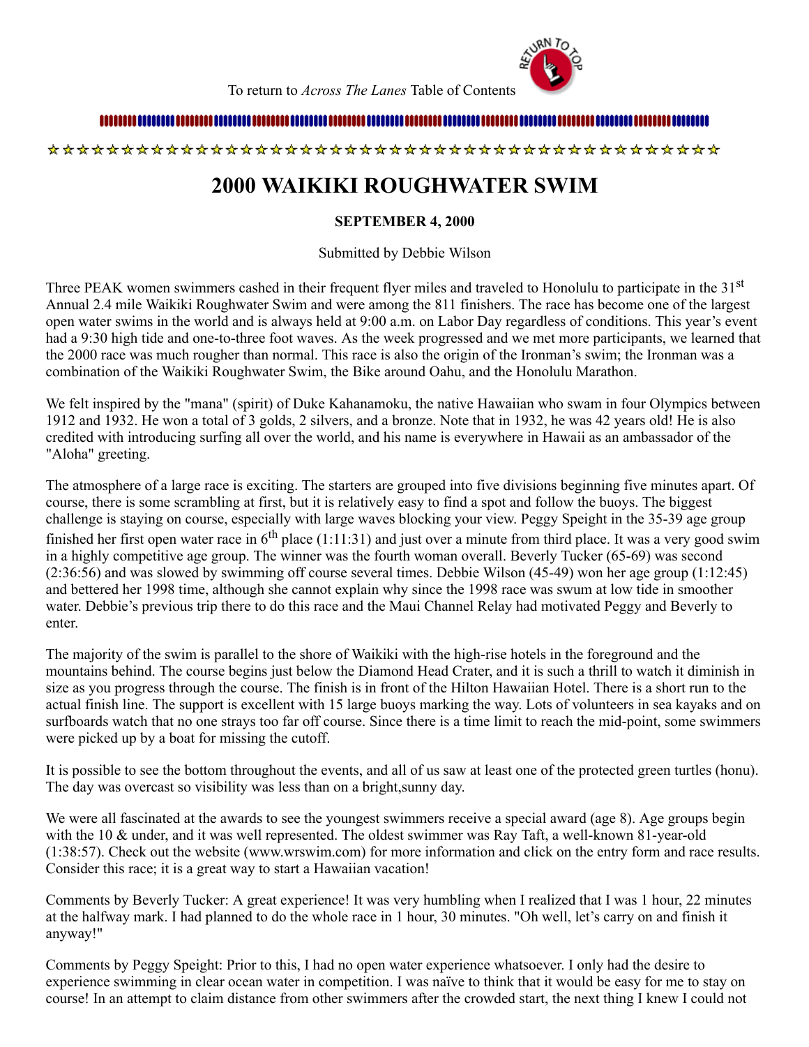To return to *Across The Lanes* Table of Contents

# 2000 WAIKIKI ROUGHWATER SWIM

**SEPTEMBER 4, 2000**

Submitted by Debbie Wilson

Three PEAK women swimmers cashed in their frequent flyer miles and traveled to Honolulu to participate in the 31st Annual 2.4 mile Waikiki Roughwater Swim and were among the 811 finishers. The race has become one of the largest open water swims in the world and is always held at 9:00 a.m. on Labor Day regardless of conditions. This year's event had a 9:30 high tide and one-to-three foot waves. As the week progressed and we met more participants, we learned that the 2000 race was much rougher than normal. This race is also the origin of the Ironman's swim; the Ironman was a combination of the Waikiki Roughwater Swim, the Bike around Oahu, and the Honolulu Marathon.

We felt inspired by the "mana" (spirit) of Duke Kahanamoku, the native Hawaiian who swam in four Olympics between 1912 and 1932. He won a total of 3 golds, 2 silvers, and a bronze. Note that in 1932, he was 42 years old! He is also credited with introducing surfing all over the world, and his name is everywhere in Hawaii as an ambassador of the "Aloha" greeting.

The atmosphere of a large race is exciting. The starters are grouped into five divisions beginning five minutes apart. Of course, there is some scrambling at first, but it is relatively easy to find a spot and follow the buoys. The biggest challenge is staying on course, especially with large waves blocking your view. Peggy Speight in the 35-39 age group finished her first open water race in 6th place (1:11:31) and just over a minute from third place. It was a very good swim in a highly competitive age group. The winner was the fourth woman overall. Beverly Tucker (65-69) was second (2:36:56) and was slowed by swimming off course several times. Debbie Wilson (45-49) won her age group (1:12:45) and bettered her 1998 time, although she cannot explain why since the 1998 race was swum at low tide in smoother water. Debbie's previous trip there to do this race and the Maui Channel Relay had motivated Peggy and Beverly to enter.

The majority of the swim is parallel to the shore of Waikiki with the high-rise hotels in the foreground and the mountains behind. The course begins just below the Diamond Head Crater, and it is such a thrill to watch it diminish in size as you progress through the course. The finish is in front of the Hilton Hawaiian Hotel. There is a short run to the actual finish line. The support is excellent with 15 large buoys marking the way. Lots of volunteers in sea kayaks and on surfboards watch that no one strays too far off course. Since there is a time limit to reach the mid-point, some swimmers were picked up by a boat for missing the cutoff.

It is possible to see the bottom throughout the events, and all of us saw at least one of the protected green turtles (honu). The day was overcast so visibility was less than on a bright,sunny day.

We were all fascinated at the awards to see the youngest swimmers receive a special award (age 8). Age groups begin with the 10 & under, and it was well represented. The oldest swimmer was Ray Taft, a well-known 81-year-old (1:38:57). Check out the website (www.wrswim.com) for more information and click on the entry form and race results. Consider this race; it is a great way to start a Hawaiian vacation!

Comments by Beverly Tucker: A great experience! It was very humbling when I realized that I was 1 hour, 22 minutes at the halfway mark. I had planned to do the whole race in 1 hour, 30 minutes. "Oh well, let's carry on and finish it anyway!"

Comments by Peggy Speight: Prior to this, I had no open water experience whatsoever. I only had the desire to experience swimming in clear ocean water in competition. I was naïve to think that it would be easy for me to stay on course! In an attempt to claim distance from other swimmers after the crowded start, the next thing I knew I could not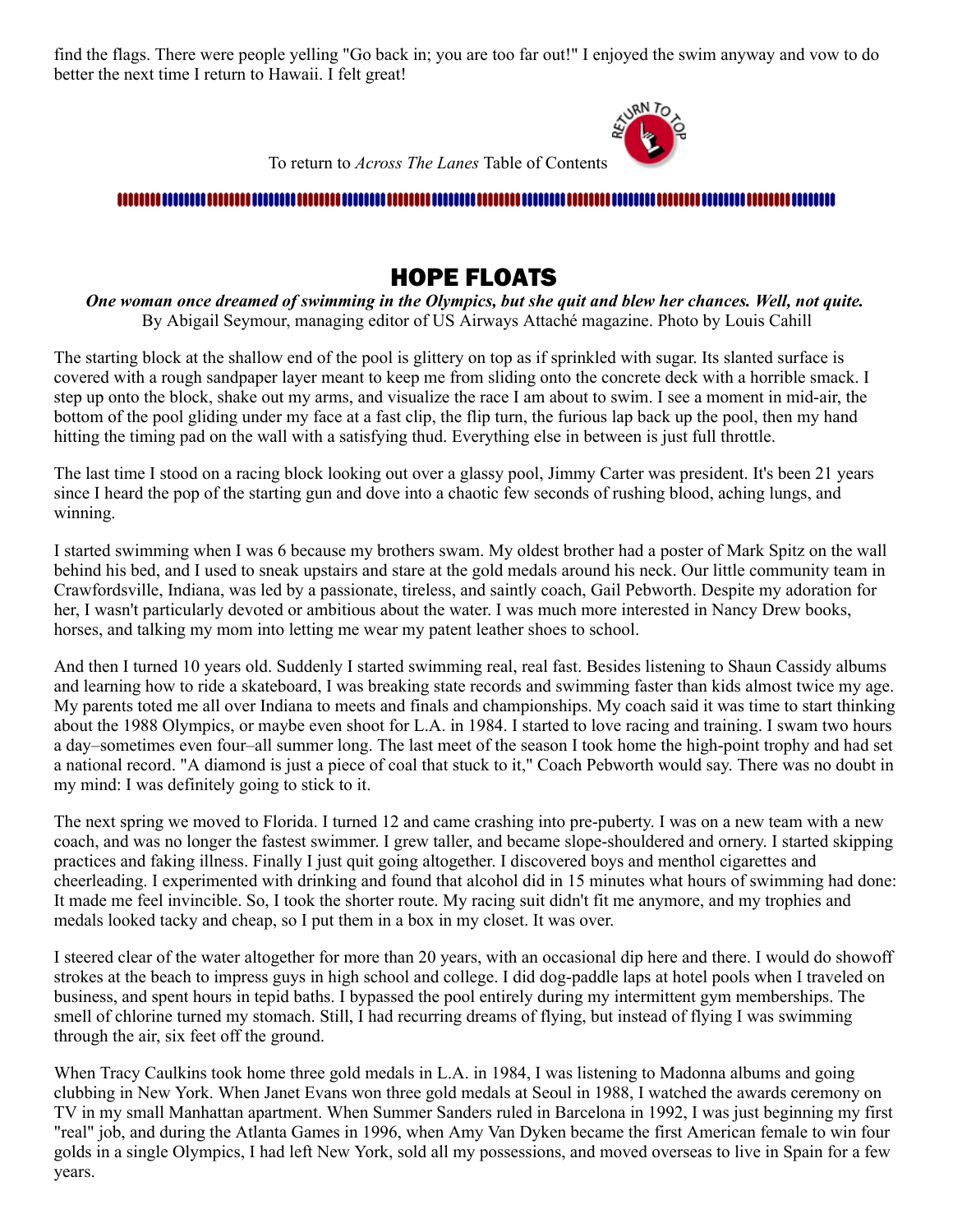find the flags. There were people yelling "Go back in; you are too far out!" I enjoyed the swim anyway and vow to do better the next time I return to Hawaii. I felt great!

To return to *Across The Lanes* Table of Contents

# HOPE FLOATS

***One woman once dreamed of swimming in the Olympics, but she quit and blew her chances. Well, not quite.***
By Abigail Seymour, managing editor of US Airways Attaché magazine. Photo by Louis Cahill

The starting block at the shallow end of the pool is glittery on top as if sprinkled with sugar. Its slanted surface is covered with a rough sandpaper layer meant to keep me from sliding onto the concrete deck with a horrible smack. I step up onto the block, shake out my arms, and visualize the race I am about to swim. I see a moment in mid-air, the bottom of the pool gliding under my face at a fast clip, the flip turn, the furious lap back up the pool, then my hand hitting the timing pad on the wall with a satisfying thud. Everything else in between is just full throttle.

The last time I stood on a racing block looking out over a glassy pool, Jimmy Carter was president. It's been 21 years since I heard the pop of the starting gun and dove into a chaotic few seconds of rushing blood, aching lungs, and winning.

I started swimming when I was 6 because my brothers swam. My oldest brother had a poster of Mark Spitz on the wall behind his bed, and I used to sneak upstairs and stare at the gold medals around his neck. Our little community team in Crawfordsville, Indiana, was led by a passionate, tireless, and saintly coach, Gail Pebworth. Despite my adoration for her, I wasn't particularly devoted or ambitious about the water. I was much more interested in Nancy Drew books, horses, and talking my mom into letting me wear my patent leather shoes to school.

And then I turned 10 years old. Suddenly I started swimming real, real fast. Besides listening to Shaun Cassidy albums and learning how to ride a skateboard, I was breaking state records and swimming faster than kids almost twice my age. My parents toted me all over Indiana to meets and finals and championships. My coach said it was time to start thinking about the 1988 Olympics, or maybe even shoot for L.A. in 1984. I started to love racing and training. I swam two hours a day–sometimes even four–all summer long. The last meet of the season I took home the high-point trophy and had set a national record. "A diamond is just a piece of coal that stuck to it," Coach Pebworth would say. There was no doubt in my mind: I was definitely going to stick to it.

The next spring we moved to Florida. I turned 12 and came crashing into pre-puberty. I was on a new team with a new coach, and was no longer the fastest swimmer. I grew taller, and became slope-shouldered and ornery. I started skipping practices and faking illness. Finally I just quit going altogether. I discovered boys and menthol cigarettes and cheerleading. I experimented with drinking and found that alcohol did in 15 minutes what hours of swimming had done: It made me feel invincible. So, I took the shorter route. My racing suit didn't fit me anymore, and my trophies and medals looked tacky and cheap, so I put them in a box in my closet. It was over.

I steered clear of the water altogether for more than 20 years, with an occasional dip here and there. I would do showoff strokes at the beach to impress guys in high school and college. I did dog-paddle laps at hotel pools when I traveled on business, and spent hours in tepid baths. I bypassed the pool entirely during my intermittent gym memberships. The smell of chlorine turned my stomach. Still, I had recurring dreams of flying, but instead of flying I was swimming through the air, six feet off the ground.

When Tracy Caulkins took home three gold medals in L.A. in 1984, I was listening to Madonna albums and going clubbing in New York. When Janet Evans won three gold medals at Seoul in 1988, I watched the awards ceremony on TV in my small Manhattan apartment. When Summer Sanders ruled in Barcelona in 1992, I was just beginning my first "real" job, and during the Atlanta Games in 1996, when Amy Van Dyken became the first American female to win four golds in a single Olympics, I had left New York, sold all my possessions, and moved overseas to live in Spain for a few years.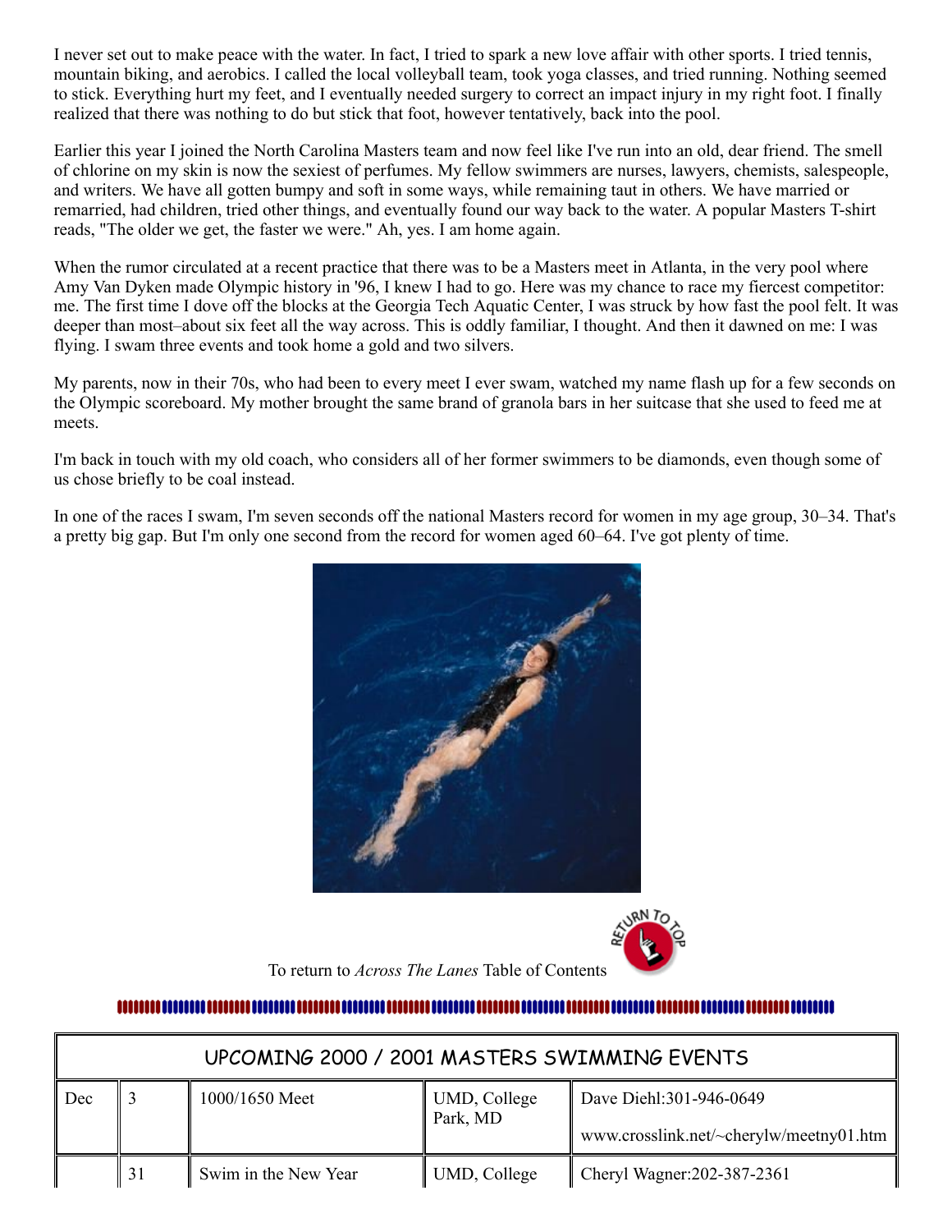I never set out to make peace with the water. In fact, I tried to spark a new love affair with other sports. I tried tennis, mountain biking, and aerobics. I called the local volleyball team, took yoga classes, and tried running. Nothing seemed to stick. Everything hurt my feet, and I eventually needed surgery to correct an impact injury in my right foot. I finally realized that there was nothing to do but stick that foot, however tentatively, back into the pool.

Earlier this year I joined the North Carolina Masters team and now feel like I've run into an old, dear friend. The smell of chlorine on my skin is now the sexiest of perfumes. My fellow swimmers are nurses, lawyers, chemists, salespeople, and writers. We have all gotten bumpy and soft in some ways, while remaining taut in others. We have married or remarried, had children, tried other things, and eventually found our way back to the water. A popular Masters T-shirt reads, "The older we get, the faster we were." Ah, yes. I am home again.

When the rumor circulated at a recent practice that there was to be a Masters meet in Atlanta, in the very pool where Amy Van Dyken made Olympic history in '96, I knew I had to go. Here was my chance to race my fiercest competitor: me. The first time I dove off the blocks at the Georgia Tech Aquatic Center, I was struck by how fast the pool felt. It was deeper than most–about six feet all the way across. This is oddly familiar, I thought. And then it dawned on me: I was flying. I swam three events and took home a gold and two silvers.

My parents, now in their 70s, who had been to every meet I ever swam, watched my name flash up for a few seconds on the Olympic scoreboard. My mother brought the same brand of granola bars in her suitcase that she used to feed me at meets.

I'm back in touch with my old coach, who considers all of her former swimmers to be diamonds, even though some of us chose briefly to be coal instead.

In one of the races I swam, I'm seven seconds off the national Masters record for women in my age group, 30–34. That's a pretty big gap. But I'm only one second from the record for women aged 60–64. I've got plenty of time.

To return to *Across The Lanes* Table of Contents

| UPCOMING 2000 / 2001 MASTERS SWIMMING EVENTS | | | | |
|---|---|---|---|---|
| Dec | 3 | 1000/1650 Meet | UMD, College Park, MD | Dave Diehl:301-946-0649 www.crosslink.net/~cherylw/meetny01.htm |
| | 31 | Swim in the New Year | UMD, College | Cheryl Wagner:202-387-2361 |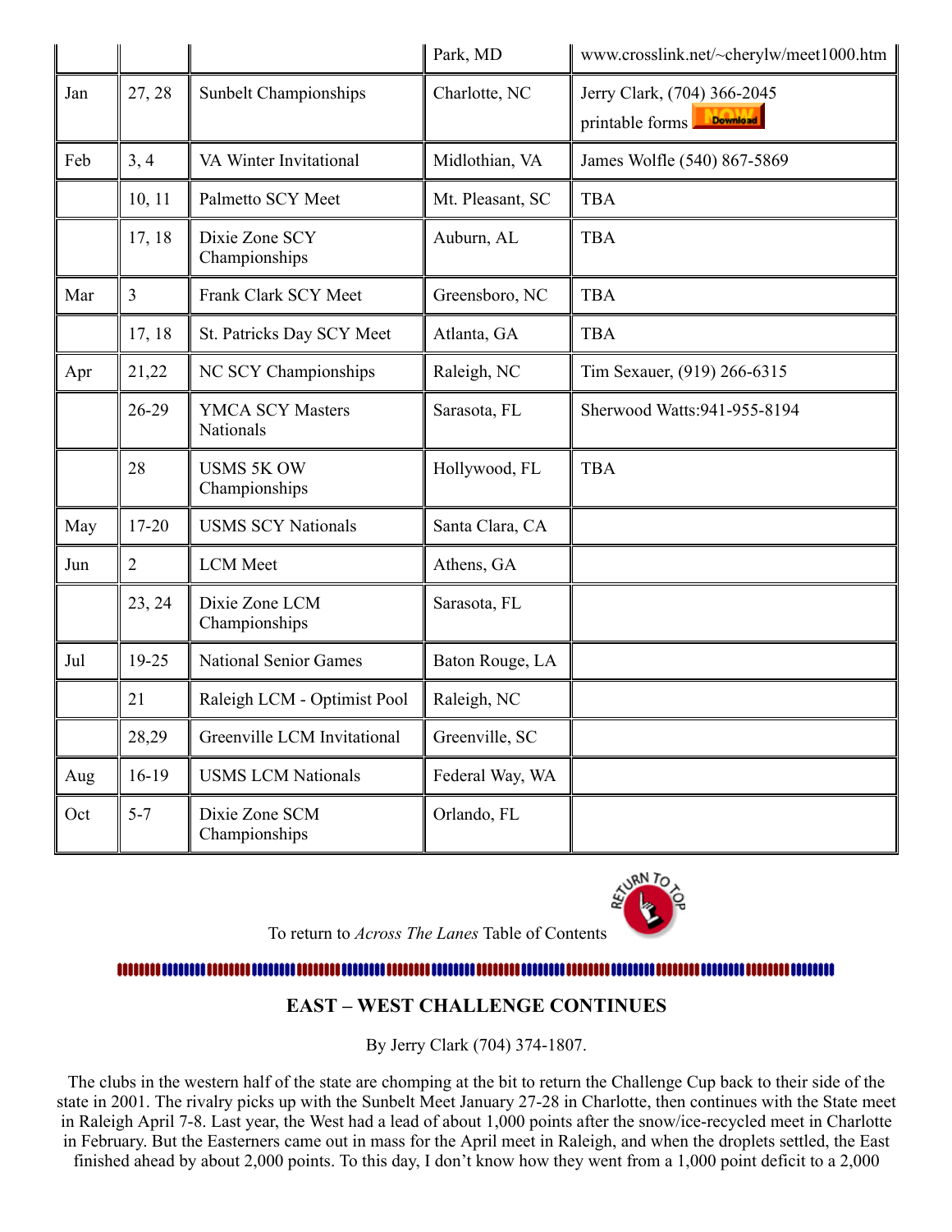| | | | Park, MD | www.crosslink.net/~cherylw/meet1000.htm |
|---|---|---|---|---|
| Jan | 27, 28 | Sunbelt Championships | Charlotte, NC | Jerry Clark, (704) 366-2045 printable forms |
| Feb | 3, 4 | VA Winter Invitational | Midlothian, VA | James Wolfle (540) 867-5869 |
| | 10, 11 | Palmetto SCY Meet | Mt. Pleasant, SC | TBA |
| | 17, 18 | Dixie Zone SCY Championships | Auburn, AL | TBA |
| Mar | 3 | Frank Clark SCY Meet | Greensboro, NC | TBA |
| | 17, 18 | St. Patricks Day SCY Meet | Atlanta, GA | TBA |
| Apr | 21,22 | NC SCY Championships | Raleigh, NC | Tim Sexauer, (919) 266-6315 |
| | 26-29 | YMCA SCY Masters Nationals | Sarasota, FL | Sherwood Watts:941-955-8194 |
| | 28 | USMS 5K OW Championships | Hollywood, FL | TBA |
| May | 17-20 | USMS SCY Nationals | Santa Clara, CA | |
| Jun | 2 | LCM Meet | Athens, GA | |
| | 23, 24 | Dixie Zone LCM Championships | Sarasota, FL | |
| Jul | 19-25 | National Senior Games | Baton Rouge, LA | |
| | 21 | Raleigh LCM - Optimist Pool | Raleigh, NC | |
| | 28,29 | Greenville LCM Invitational | Greenville, SC | |
| Aug | 16-19 | USMS LCM Nationals | Federal Way, WA | |
| Oct | 5-7 | Dixie Zone SCM Championships | Orlando, FL | |

To return to *Across The Lanes* Table of Contents

## EAST – WEST CHALLENGE CONTINUES

By Jerry Clark (704) 374-1807.

The clubs in the western half of the state are chomping at the bit to return the Challenge Cup back to their side of the state in 2001. The rivalry picks up with the Sunbelt Meet January 27-28 in Charlotte, then continues with the State meet in Raleigh April 7-8. Last year, the West had a lead of about 1,000 points after the snow/ice-recycled meet in Charlotte in February. But the Easterners came out in mass for the April meet in Raleigh, and when the droplets settled, the East finished ahead by about 2,000 points. To this day, I don't know how they went from a 1,000 point deficit to a 2,000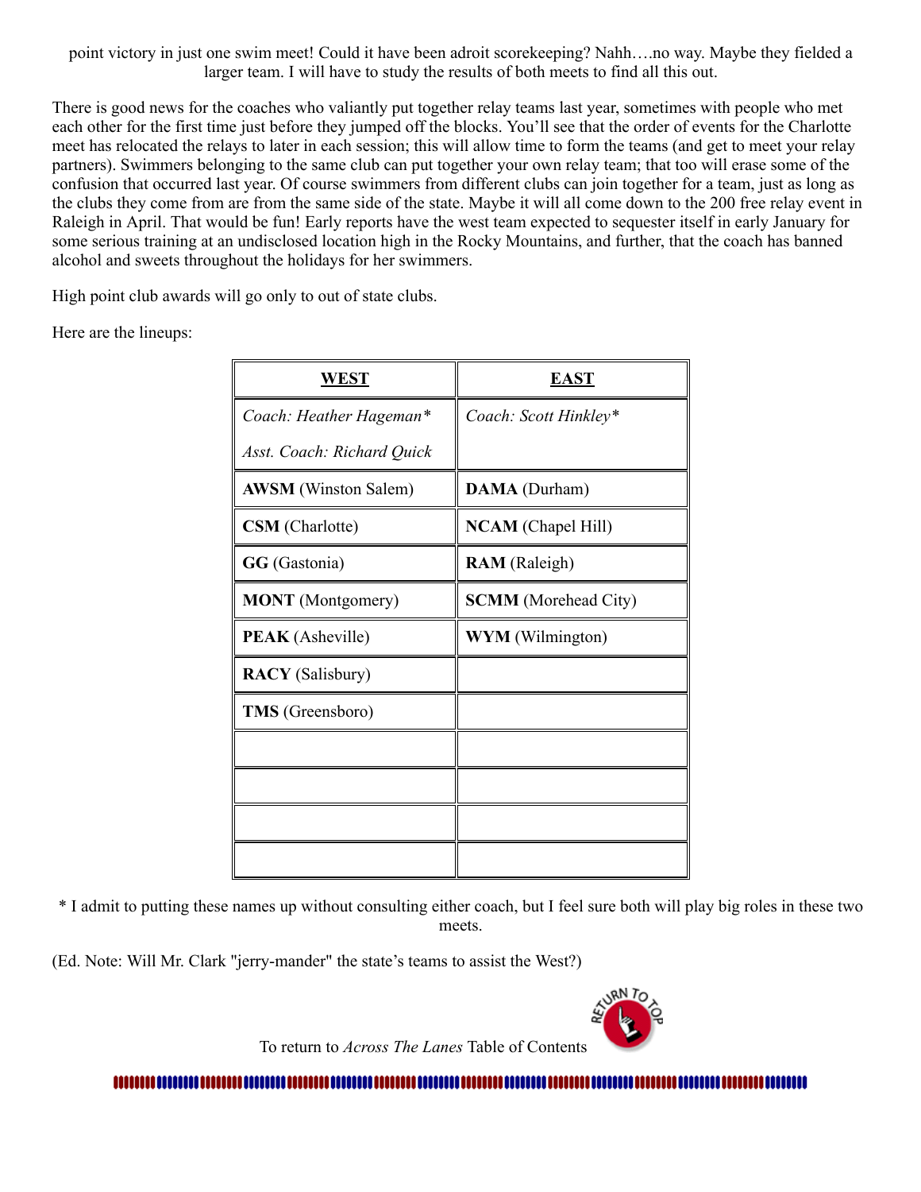point victory in just one swim meet! Could it have been adroit scorekeeping? Nahh….no way. Maybe they fielded a larger team. I will have to study the results of both meets to find all this out.

There is good news for the coaches who valiantly put together relay teams last year, sometimes with people who met each other for the first time just before they jumped off the blocks. You'll see that the order of events for the Charlotte meet has relocated the relays to later in each session; this will allow time to form the teams (and get to meet your relay partners). Swimmers belonging to the same club can put together your own relay team; that too will erase some of the confusion that occurred last year. Of course swimmers from different clubs can join together for a team, just as long as the clubs they come from are from the same side of the state. Maybe it will all come down to the 200 free relay event in Raleigh in April. That would be fun! Early reports have the west team expected to sequester itself in early January for some serious training at an undisclosed location high in the Rocky Mountains, and further, that the coach has banned alcohol and sweets throughout the holidays for her swimmers.

High point club awards will go only to out of state clubs.

Here are the lineups:

| **WEST** | **EAST** |
|---|---|
| *Coach: Heather Hageman** <br> *Asst. Coach: Richard Quick* | *Coach: Scott Hinkley** |
| **AWSM** (Winston Salem) | **DAMA** (Durham) |
| **CSM** (Charlotte) | **NCAM** (Chapel Hill) |
| **GG** (Gastonia) | **RAM** (Raleigh) |
| **MONT** (Montgomery) | **SCMM** (Morehead City) |
| **PEAK** (Asheville) | **WYM** (Wilmington) |
| **RACY** (Salisbury) | |
| **TMS** (Greensboro) | |
| | |
| | |
| | |
| | |

\* I admit to putting these names up without consulting either coach, but I feel sure both will play big roles in these two meets.

(Ed. Note: Will Mr. Clark "jerry-mander" the state's teams to assist the West?)

To return to *Across The Lanes* Table of Contents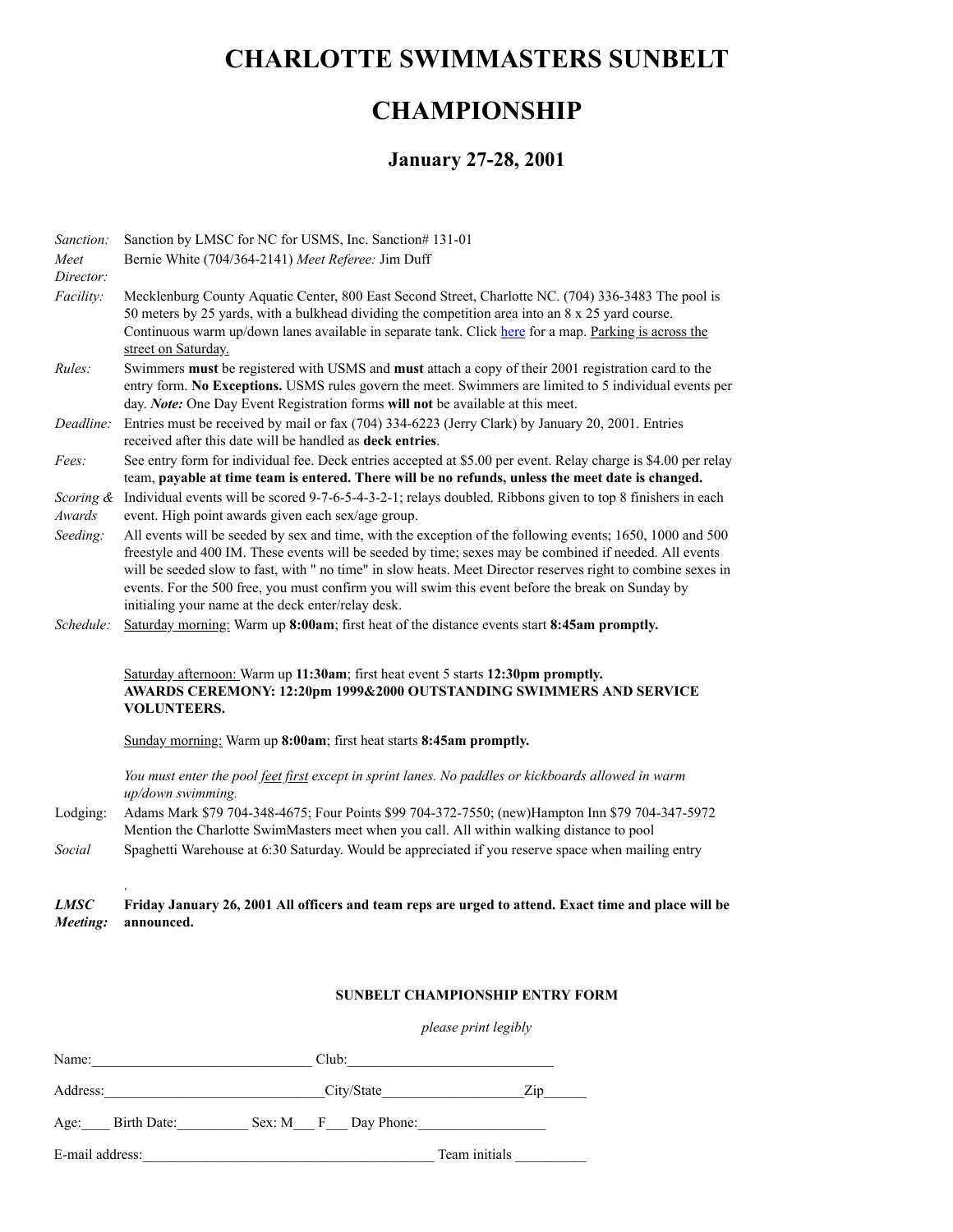# CHARLOTTE SWIMMASTERS SUNBELT CHAMPIONSHIP

### January 27-28, 2001

| | |
|---|---|
| *Sanction:* | Sanction by LMSC for NC for USMS, Inc. Sanction# 131-01 |
| *Meet Director:* | Bernie White (704/364-2141) *Meet Referee:* Jim Duff |
| *Facility:* | Mecklenburg County Aquatic Center, 800 East Second Street, Charlotte NC. (704) 336-3483 The pool is 50 meters by 25 yards, with a bulkhead dividing the competition area into an 8 x 25 yard course. Continuous warm up/down lanes available in separate tank. Click here for a map. Parking is across the street on Saturday. |
| *Rules:* | Swimmers **must** be registered with USMS and **must** attach a copy of their 2001 registration card to the entry form. **No Exceptions.** USMS rules govern the meet. Swimmers are limited to 5 individual events per day. ***Note:*** One Day Event Registration forms **will not** be available at this meet. |
| *Deadline:* | Entries must be received by mail or fax (704) 334-6223 (Jerry Clark) by January 20, 2001. Entries received after this date will be handled as **deck entries**. |
| *Fees:* | See entry form for individual fee. Deck entries accepted at $5.00 per event. Relay charge is $4.00 per relay team, **payable at time team is entered. There will be no refunds, unless the meet date is changed.** |
| *Scoring & Awards* | Individual events will be scored 9-7-6-5-4-3-2-1; relays doubled. Ribbons given to top 8 finishers in each event. High point awards given each sex/age group. |
| *Seeding:* | All events will be seeded by sex and time, with the exception of the following events; 1650, 1000 and 500 freestyle and 400 IM. These events will be seeded by time; sexes may be combined if needed. All events will be seeded slow to fast, with " no time" in slow heats. Meet Director reserves right to combine sexes in events. For the 500 free, you must confirm you will swim this event before the break on Sunday by initialing your name at the deck enter/relay desk. |
| *Schedule:* | Saturday morning: Warm up **8:00am**; first heat of the distance events start **8:45am promptly.** |

Saturday afternoon: Warm up **11:30am**; first heat event 5 starts **12:30pm promptly.**
**AWARDS CEREMONY: 12:20pm 1999&2000 OUTSTANDING SWIMMERS AND SERVICE VOLUNTEERS.**

Sunday morning: Warm up **8:00am**; first heat starts **8:45am promptly.**

*You must enter the pool feet first except in sprint lanes. No paddles or kickboards allowed in warm up/down swimming.*

| | |
|---|---|
| Lodging: | Adams Mark $79 704-348-4675; Four Points $99 704-372-7550; (new)Hampton Inn $79 704-347-5972 Mention the Charlotte SwimMasters meet when you call. All within walking distance to pool |
| *Social* | Spaghetti Warehouse at 6:30 Saturday. Would be appreciated if you reserve space when mailing entry |

.

***LMSC Meeting:*** **Friday January 26, 2001 All officers and team reps are urged to attend. Exact time and place will be announced.**

#### SUNBELT CHAMPIONSHIP ENTRY FORM

*please print legibly*

Name:______________________________ Club:____________________________

Address:______________________________City/State___________________Zip______

Age:____ Birth Date:__________ Sex: M___ F___ Day Phone:_________________

E-mail address:________________________________________ Team initials __________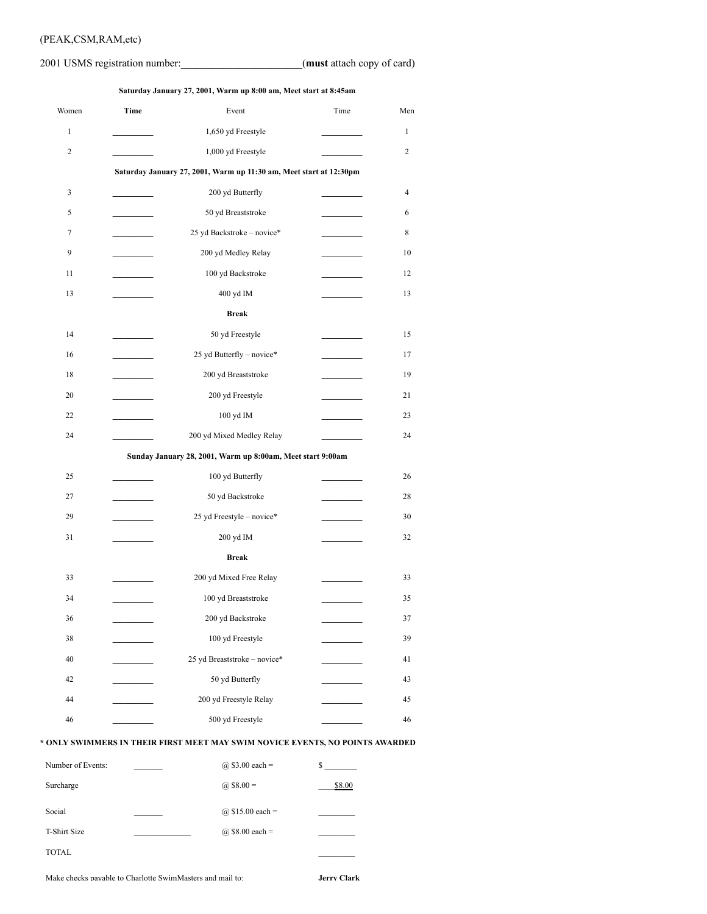(PEAK,CSM,RAM,etc)

2001 USMS registration number:______________________(**must** attach copy of card)

| Women | **Time** | Event | Time | Men |
|---|---|---|---|---|
| | | **Saturday January 27, 2001, Warm up 8:00 am, Meet start at 8:45am** | | |
| 1 | _________ | 1,650 yd Freestyle | _________ | 1 |
| 2 | _________ | 1,000 yd Freestyle | _________ | 2 |
| | | **Saturday January 27, 2001, Warm up 11:30 am, Meet start at 12:30pm** | | |
| 3 | _________ | 200 yd Butterfly | _________ | 4 |
| 5 | _________ | 50 yd Breaststroke | _________ | 6 |
| 7 | _________ | 25 yd Backstroke – novice* | _________ | 8 |
| 9 | _________ | 200 yd Medley Relay | _________ | 10 |
| 11 | _________ | 100 yd Backstroke | _________ | 12 |
| 13 | _________ | 400 yd IM | _________ | 13 |
| | | **Break** | | |
| 14 | _________ | 50 yd Freestyle | _________ | 15 |
| 16 | _________ | 25 yd Butterfly – novice* | _________ | 17 |
| 18 | _________ | 200 yd Breaststroke | _________ | 19 |
| 20 | _________ | 200 yd Freestyle | _________ | 21 |
| 22 | _________ | 100 yd IM | _________ | 23 |
| 24 | _________ | 200 yd Mixed Medley Relay | _________ | 24 |
| | | **Sunday January 28, 2001, Warm up 8:00am, Meet start 9:00am** | | |
| 25 | _________ | 100 yd Butterfly | _________ | 26 |
| 27 | _________ | 50 yd Backstroke | _________ | 28 |
| 29 | _________ | 25 yd Freestyle – novice* | _________ | 30 |
| 31 | _________ | 200 yd IM | _________ | 32 |
| | | **Break** | | |
| 33 | _________ | 200 yd Mixed Free Relay | _________ | 33 |
| 34 | _________ | 100 yd Breaststroke | _________ | 35 |
| 36 | _________ | 200 yd Backstroke | _________ | 37 |
| 38 | _________ | 100 yd Freestyle | _________ | 39 |
| 40 | _________ | 25 yd Breaststroke – novice* | _________ | 41 |
| 42 | _________ | 50 yd Butterfly | _________ | 43 |
| 44 | _________ | 200 yd Freestyle Relay | _________ | 45 |
| 46 | _________ | 500 yd Freestyle | _________ | 46 |

**\* ONLY SWIMMERS IN THEIR FIRST MEET MAY SWIM NOVICE EVENTS, NO POINTS AWARDED**

| | | | |
|---|---|---|---|
| Number of Events: | _______ | @ $3.00 each = | $ ________ |
| Surcharge | | @ $8.00 = | ____$8.00 |
| Social | _______ | @ $15.00 each = | _________ |
| T-Shirt Size | ______________ | @ $8.00 each = | _________ |
| TOTAL | | | _________ |

Make checks payable to Charlotte SwimMasters and mail to: **Jerry Clark**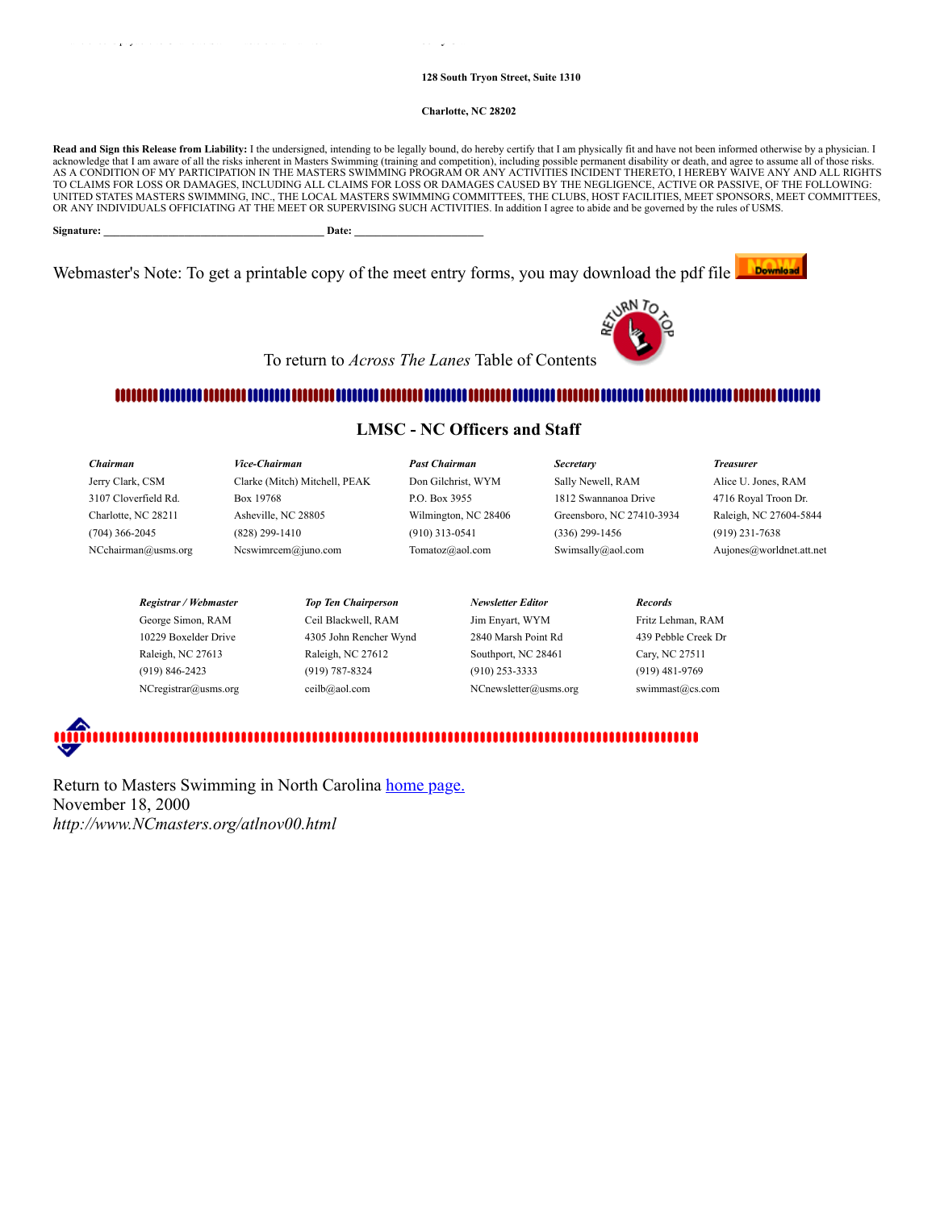**128 South Tryon Street, Suite 1310**

**Charlotte, NC 28202**

**Read and Sign this Release from Liability:** I the undersigned, intending to be legally bound, do hereby certify that I am physically fit and have not been informed otherwise by a physician. I acknowledge that I am aware of all the risks inherent in Masters Swimming (training and competition), including possible permanent disability or death, and agree to assume all of those risks. AS A CONDITION OF MY PARTICIPATION IN THE MASTERS SWIMMING PROGRAM OR ANY ACTIVITIES INCIDENT THERETO, I HEREBY WAIVE ANY AND ALL RIGHTS TO CLAIMS FOR LOSS OR DAMAGES, INCLUDING ALL CLAIMS FOR LOSS OR DAMAGES CAUSED BY THE NEGLIGENCE, ACTIVE OR PASSIVE, OF THE FOLLOWING: UNITED STATES MASTERS SWIMMING, INC., THE LOCAL MASTERS SWIMMING COMMITTEES, THE CLUBS, HOST FACILITIES, MEET SPONSORS, MEET COMMITTEES, OR ANY INDIVIDUALS OFFICIATING AT THE MEET OR SUPERVISING SUCH ACTIVITIES. In addition I agree to abide and be governed by the rules of USMS.

**Signature:** ________________________________________ **Date:** ________________________

Webmaster's Note: To get a printable copy of the meet entry forms, you may download the pdf file

To return to *Across The Lanes* Table of Contents

## LMSC - NC Officers and Staff

| *Chairman* | *Vice-Chairman* | *Past Chairman* | *Secretary* | *Treasurer* |
|---|---|---|---|---|
| Jerry Clark, CSM | Clarke (Mitch) Mitchell, PEAK | Don Gilchrist, WYM | Sally Newell, RAM | Alice U. Jones, RAM |
| 3107 Cloverfield Rd. | Box 19768 | P.O. Box 3955 | 1812 Swannanoa Drive | 4716 Royal Troon Dr. |
| Charlotte, NC 28211 | Asheville, NC 28805 | Wilmington, NC 28406 | Greensboro, NC 27410-3934 | Raleigh, NC 27604-5844 |
| (704) 366-2045 | (828) 299-1410 | (910) 313-0541 | (336) 299-1456 | (919) 231-7638 |
| NCchairman@usms.org | Ncswimrcem@juno.com | Tomatoz@aol.com | Swimsally@aol.com | Aujones@worldnet.att.net |

| *Registrar / Webmaster* | *Top Ten Chairperson* | *Newsletter Editor* | *Records* |
|---|---|---|---|
| George Simon, RAM | Ceil Blackwell, RAM | Jim Enyart, WYM | Fritz Lehman, RAM |
| 10229 Boxelder Drive | 4305 John Rencher Wynd | 2840 Marsh Point Rd | 439 Pebble Creek Dr |
| Raleigh, NC 27613 | Raleigh, NC 27612 | Southport, NC 28461 | Cary, NC 27511 |
| (919) 846-2423 | (919) 787-8324 | (910) 253-3333 | (919) 481-9769 |
| NCregistrar@usms.org | ceilb@aol.com | NCnewsletter@usms.org | swimmast@cs.com |

Return to Masters Swimming in North Carolina home page.
November 18, 2000
*http://www.NCmasters.org/atlnov00.html*